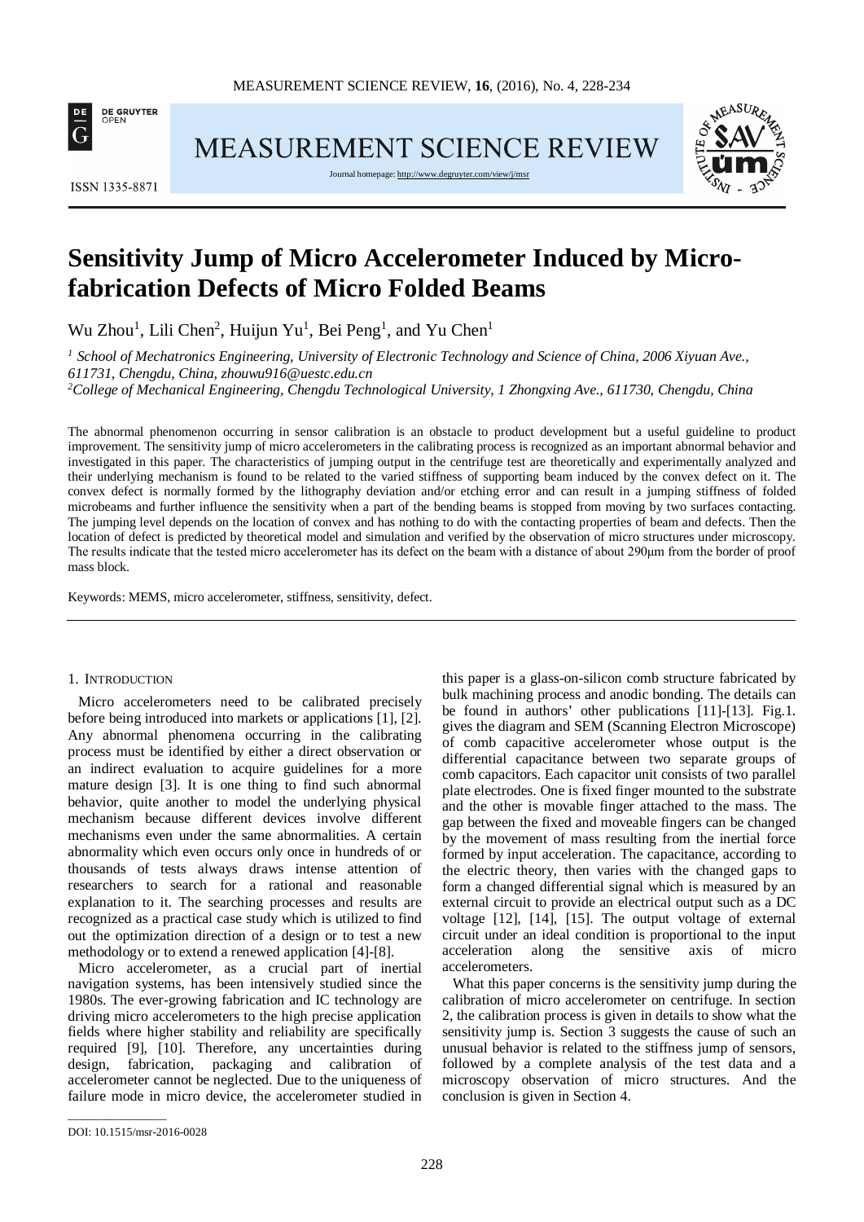# Sensitivity Jump of Micro Accelerometer Induced by Micro-fabrication Defects of Micro Folded Beams

Wu Zhou[1], Lili Chen[2], Huijun Yu[1], Bei Peng[1], and Yu Chen[1]

*[1] School of Mechatronics Engineering, University of Electronic Technology and Science of China, 2006 Xiyuan Ave., 611731, Chengdu, China, zhouwu916@uestc.edu.cn*
*[2]College of Mechanical Engineering, Chengdu Technological University, 1 Zhongxing Ave., 611730, Chengdu, China*

The abnormal phenomenon occurring in sensor calibration is an obstacle to product development but a useful guideline to product improvement. The sensitivity jump of micro accelerometers in the calibrating process is recognized as an important abnormal behavior and investigated in this paper. The characteristics of jumping output in the centrifuge test are theoretically and experimentally analyzed and their underlying mechanism is found to be related to the varied stiffness of supporting beam induced by the convex defect on it. The convex defect is normally formed by the lithography deviation and/or etching error and can result in a jumping stiffness of folded microbeams and further influence the sensitivity when a part of the bending beams is stopped from moving by two surfaces contacting. The jumping level depends on the location of convex and has nothing to do with the contacting properties of beam and defects. Then the location of defect is predicted by theoretical model and simulation and verified by the observation of micro structures under microscopy. The results indicate that the tested micro accelerometer has its defect on the beam with a distance of about 290μm from the border of proof mass block.

Keywords: MEMS, micro accelerometer, stiffness, sensitivity, defect.

## 1. Introduction

Micro accelerometers need to be calibrated precisely before being introduced into markets or applications [1], [2]. Any abnormal phenomena occurring in the calibrating process must be identified by either a direct observation or an indirect evaluation to acquire guidelines for a more mature design [3]. It is one thing to find such abnormal behavior, quite another to model the underlying physical mechanism because different devices involve different mechanisms even under the same abnormalities. A certain abnormality which even occurs only once in hundreds of or thousands of tests always draws intense attention of researchers to search for a rational and reasonable explanation to it. The searching processes and results are recognized as a practical case study which is utilized to find out the optimization direction of a design or to test a new methodology or to extend a renewed application [4]-[8].

Micro accelerometer, as a crucial part of inertial navigation systems, has been intensively studied since the 1980s. The ever-growing fabrication and IC technology are driving micro accelerometers to the high precise application fields where higher stability and reliability are specifically required [9], [10]. Therefore, any uncertainties during design, fabrication, packaging and calibration of accelerometer cannot be neglected. Due to the uniqueness of failure mode in micro device, the accelerometer studied in this paper is a glass-on-silicon comb structure fabricated by bulk machining process and anodic bonding. The details can be found in authors' other publications [11]-[13]. Fig.1. gives the diagram and SEM (Scanning Electron Microscope) of comb capacitive accelerometer whose output is the differential capacitance between two separate groups of comb capacitors. Each capacitor unit consists of two parallel plate electrodes. One is fixed finger mounted to the substrate and the other is movable finger attached to the mass. The gap between the fixed and moveable fingers can be changed by the movement of mass resulting from the inertial force formed by input acceleration. The capacitance, according to the electric theory, then varies with the changed gaps to form a changed differential signal which is measured by an external circuit to provide an electrical output such as a DC voltage [12], [14], [15]. The output voltage of external circuit under an ideal condition is proportional to the input acceleration along the sensitive axis of micro accelerometers.

What this paper concerns is the sensitivity jump during the calibration of micro accelerometer on centrifuge. In section 2, the calibration process is given in details to show what the sensitivity jump is. Section 3 suggests the cause of such an unusual behavior is related to the stiffness jump of sensors, followed by a complete analysis of the test data and a microscopy observation of micro structures. And the conclusion is given in Section 4.

DOI: 10.1515/msr-2016-0028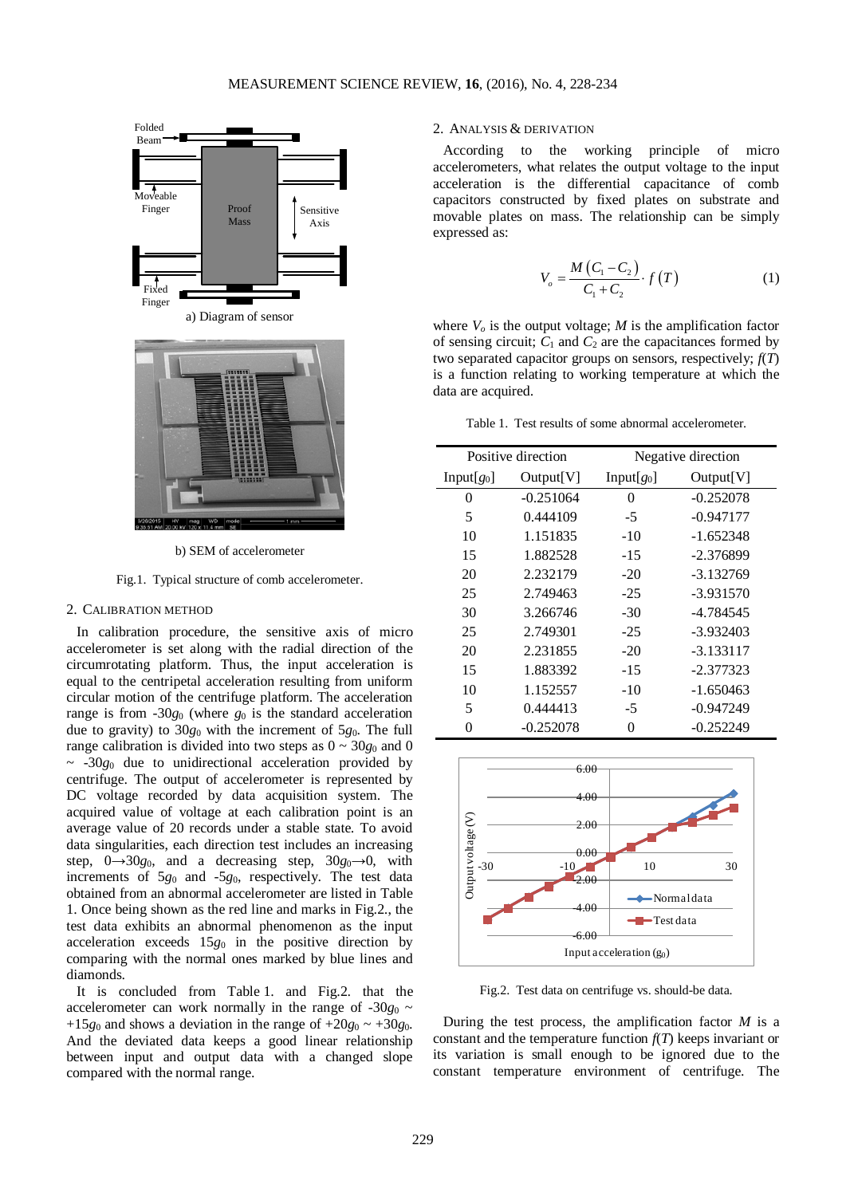a) Diagram of sensor

b) SEM of accelerometer

Fig.1. Typical structure of comb accelerometer.

## 2. Calibration method

In calibration procedure, the sensitive axis of micro accelerometer is set along with the radial direction of the circumrotating platform. Thus, the input acceleration is equal to the centripetal acceleration resulting from uniform circular motion of the centrifuge platform. The acceleration range is from -30$g_0$ (where $g_0$ is the standard acceleration due to gravity) to 30$g_0$ with the increment of 5$g_0$. The full range calibration is divided into two steps as 0 ~ 30$g_0$ and 0 ~ -30$g_0$ due to unidirectional acceleration provided by centrifuge. The output of accelerometer is represented by DC voltage recorded by data acquisition system. The acquired value of voltage at each calibration point is an average value of 20 records under a stable state. To avoid data singularities, each direction test includes an increasing step, 0→30$g_0$, and a decreasing step, 30$g_0$→0, with increments of 5$g_0$ and -5$g_0$, respectively. The test data obtained from an abnormal accelerometer are listed in Table 1. Once being shown as the red line and marks in Fig.2., the test data exhibits an abnormal phenomenon as the input acceleration exceeds 15$g_0$ in the positive direction by comparing with the normal ones marked by blue lines and diamonds.

It is concluded from Table 1. and Fig.2. that the accelerometer can work normally in the range of -30$g_0$ ~ +15$g_0$ and shows a deviation in the range of +20$g_0$ ~ +30$g_0$. And the deviated data keeps a good linear relationship between input and output data with a changed slope compared with the normal range.

## 2. Analysis & derivation

According to the working principle of micro accelerometers, what relates the output voltage to the input acceleration is the differential capacitance of comb capacitors constructed by fixed plates on substrate and movable plates on mass. The relationship can be simply expressed as:

$$V_o = \frac{M\left(C_1 - C_2\right)}{C_1 + C_2} \cdot f\left(T\right) \tag{1}$$

where $V_o$ is the output voltage; $M$ is the amplification factor of sensing circuit; $C_1$ and $C_2$ are the capacitances formed by two separated capacitor groups on sensors, respectively; $f(T)$ is a function relating to working temperature at which the data are acquired.

Table 1. Test results of some abnormal accelerometer.

| Positive direction | | Negative direction | |
|---|---|---|---|
| Input[$g_0$] | Output[V] | Input[$g_0$] | Output[V] |
| 0 | -0.251064 | 0 | -0.252078 |
| 5 | 0.444109 | -5 | -0.947177 |
| 10 | 1.151835 | -10 | -1.652348 |
| 15 | 1.882528 | -15 | -2.376899 |
| 20 | 2.232179 | -20 | -3.132769 |
| 25 | 2.749463 | -25 | -3.931570 |
| 30 | 3.266746 | -30 | -4.784545 |
| 25 | 2.749301 | -25 | -3.932403 |
| 20 | 2.231855 | -20 | -3.133117 |
| 15 | 1.883392 | -15 | -2.377323 |
| 10 | 1.152557 | -10 | -1.650463 |
| 5 | 0.444413 | -5 | -0.947249 |
| 0 | -0.252078 | 0 | -0.252249 |

Fig.2. Test data on centrifuge vs. should-be data.

During the test process, the amplification factor $M$ is a constant and the temperature function $f(T)$ keeps invariant or its variation is small enough to be ignored due to the constant temperature environment of centrifuge. The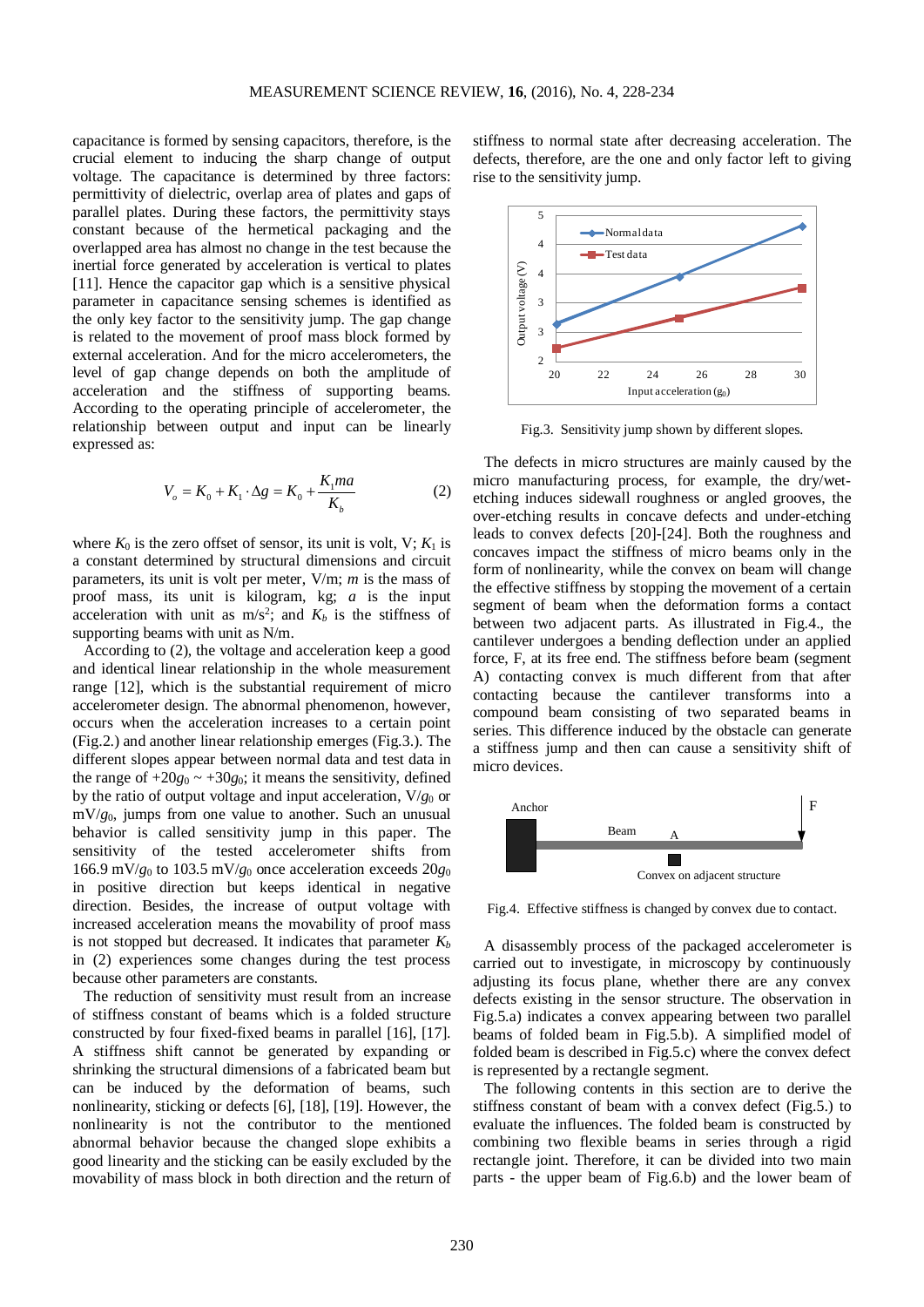capacitance is formed by sensing capacitors, therefore, is the crucial element to inducing the sharp change of output voltage. The capacitance is determined by three factors: permittivity of dielectric, overlap area of plates and gaps of parallel plates. During these factors, the permittivity stays constant because of the hermetical packaging and the overlapped area has almost no change in the test because the inertial force generated by acceleration is vertical to plates [11]. Hence the capacitor gap which is a sensitive physical parameter in capacitance sensing schemes is identified as the only key factor to the sensitivity jump. The gap change is related to the movement of proof mass block formed by external acceleration. And for the micro accelerometers, the level of gap change depends on both the amplitude of acceleration and the stiffness of supporting beams. According to the operating principle of accelerometer, the relationship between output and input can be linearly expressed as:

$$V_o = K_0 + K_1 \cdot \Delta g = K_0 + \frac{K_1 ma}{K_b} \quad (2)$$

where $K_0$ is the zero offset of sensor, its unit is volt, V; $K_1$ is a constant determined by structural dimensions and circuit parameters, its unit is volt per meter, V/m; $m$ is the mass of proof mass, its unit is kilogram, kg; $a$ is the input acceleration with unit as m/s$^2$; and $K_b$ is the stiffness of supporting beams with unit as N/m.

According to (2), the voltage and acceleration keep a good and identical linear relationship in the whole measurement range [12], which is the substantial requirement of micro accelerometer design. The abnormal phenomenon, however, occurs when the acceleration increases to a certain point (Fig.2.) and another linear relationship emerges (Fig.3.). The different slopes appear between normal data and test data in the range of $+20g_0 \sim +30g_0$; it means the sensitivity, defined by the ratio of output voltage and input acceleration, V/$g_0$ or mV/$g_0$, jumps from one value to another. Such an unusual behavior is called sensitivity jump in this paper. The sensitivity of the tested accelerometer shifts from 166.9 mV/$g_0$ to 103.5 mV/$g_0$ once acceleration exceeds $20g_0$ in positive direction but keeps identical in negative direction. Besides, the increase of output voltage with increased acceleration means the movability of proof mass is not stopped but decreased. It indicates that parameter $K_b$ in (2) experiences some changes during the test process because other parameters are constants.

The reduction of sensitivity must result from an increase of stiffness constant of beams which is a folded structure constructed by four fixed-fixed beams in parallel [16], [17]. A stiffness shift cannot be generated by expanding or shrinking the structural dimensions of a fabricated beam but can be induced by the deformation of beams, such nonlinearity, sticking or defects [6], [18], [19]. However, the nonlinearity is not the contributor to the mentioned abnormal behavior because the changed slope exhibits a good linearity and the sticking can be easily excluded by the movability of mass block in both direction and the return of stiffness to normal state after decreasing acceleration. The defects, therefore, are the one and only factor left to giving rise to the sensitivity jump.

Fig.3. Sensitivity jump shown by different slopes.

The defects in micro structures are mainly caused by the micro manufacturing process, for example, the dry/wet-etching induces sidewall roughness or angled grooves, the over-etching results in concave defects and under-etching leads to convex defects [20]-[24]. Both the roughness and concaves impact the stiffness of micro beams only in the form of nonlinearity, while the convex on beam will change the effective stiffness by stopping the movement of a certain segment of beam when the deformation forms a contact between two adjacent parts. As illustrated in Fig.4., the cantilever undergoes a bending deflection under an applied force, F, at its free end. The stiffness before beam (segment A) contacting convex is much different from that after contacting because the cantilever transforms into a compound beam consisting of two separated beams in series. This difference induced by the obstacle can generate a stiffness jump and then can cause a sensitivity shift of micro devices.

Fig.4. Effective stiffness is changed by convex due to contact.

A disassembly process of the packaged accelerometer is carried out to investigate, in microscopy by continuously adjusting its focus plane, whether there are any convex defects existing in the sensor structure. The observation in Fig.5.a) indicates a convex appearing between two parallel beams of folded beam in Fig.5.b). A simplified model of folded beam is described in Fig.5.c) where the convex defect is represented by a rectangle segment.

The following contents in this section are to derive the stiffness constant of beam with a convex defect (Fig.5.) to evaluate the influences. The folded beam is constructed by combining two flexible beams in series through a rigid rectangle joint. Therefore, it can be divided into two main parts - the upper beam of Fig.6.b) and the lower beam of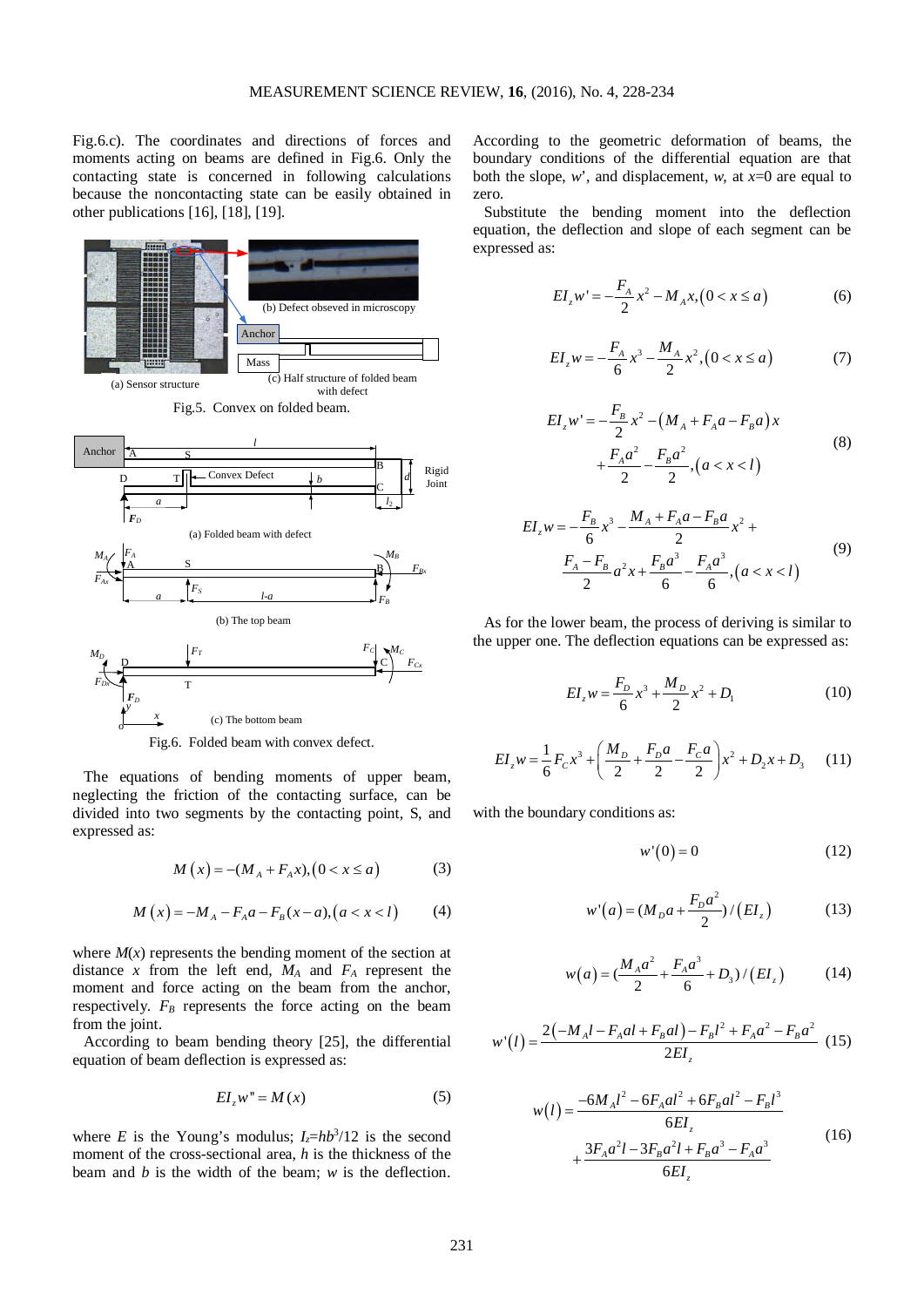Fig.6.c). The coordinates and directions of forces and moments acting on beams are defined in Fig.6. Only the contacting state is concerned in following calculations because the noncontacting state can be easily obtained in other publications [16], [18], [19].

(a) Sensor structure

(b) Defect obseved in microscopy

(c) Half structure of folded beam with defect

Fig.5. Convex on folded beam.

(a) Folded beam with defect

(b) The top beam

(c) The bottom beam

Fig.6. Folded beam with convex defect.

The equations of bending moments of upper beam, neglecting the friction of the contacting surface, can be divided into two segments by the contacting point, S, and expressed as:

$$M(x) = -(M_A + F_A x), (0 < x \le a) \tag{3}$$

$$M(x) = -M_A - F_A a - F_B(x-a), (a < x < l) \tag{4}$$

where $M(x)$ represents the bending moment of the section at distance $x$ from the left end, $M_A$ and $F_A$ represent the moment and force acting on the beam from the anchor, respectively. $F_B$ represents the force acting on the beam from the joint.

According to beam bending theory [25], the differential equation of beam deflection is expressed as:

$$EI_z w'' = M(x) \tag{5}$$

where $E$ is the Young's modulus; $I_z = hb^3/12$ is the second moment of the cross-sectional area, $h$ is the thickness of the beam and $b$ is the width of the beam; $w$ is the deflection. According to the geometric deformation of beams, the boundary conditions of the differential equation are that both the slope, $w'$, and displacement, $w$, at $x$=0 are equal to zero.

Substitute the bending moment into the deflection equation, the deflection and slope of each segment can be expressed as:

$$EI_z w' = -\frac{F_A}{2}x^2 - M_A x, (0 < x \le a) \tag{6}$$

$$EI_z w = -\frac{F_A}{6}x^3 - \frac{M_A}{2}x^2, (0 < x \le a) \tag{7}$$

$$EI_z w' = -\frac{F_B}{2}x^2 - (M_A + F_A a - F_B a)x + \frac{F_A a^2}{2} - \frac{F_B a^2}{2}, (a < x < l) \tag{8}$$

$$EI_z w = -\frac{F_B}{6}x^3 - \frac{M_A + F_A a - F_B a}{2}x^2 + \frac{F_A - F_B}{2}a^2 x + \frac{F_B a^3}{6} - \frac{F_A a^3}{6}, (a < x < l) \tag{9}$$

As for the lower beam, the process of deriving is similar to the upper one. The deflection equations can be expressed as:

$$EI_z w = \frac{F_D}{6}x^3 + \frac{M_D}{2}x^2 + D_1 \tag{10}$$

$$EI_z w = \frac{1}{6}F_C x^3 + \left(\frac{M_D}{2} + \frac{F_D a}{2} - \frac{F_C a}{2}\right)x^2 + D_2 x + D_3 \tag{11}$$

with the boundary conditions as:

$$w'(0) = 0 \tag{12}$$

$$w'(a) = (M_D a + \frac{F_D a^2}{2})/(EI_z) \tag{13}$$

$$w(a) = (\frac{M_A a^2}{2} + \frac{F_A a^3}{6} + D_3)/(EI_z) \tag{14}$$

$$w'(l) = \frac{2(-M_A l - F_A a l + F_B a l) - F_B l^2 + F_A a^2 - F_B a^2}{2EI_z} \tag{15}$$

$$w(l) = \frac{-6M_A l^2 - 6F_A a l^2 + 6F_B a l^2 - F_B l^3}{6EI_z} + \frac{3F_A a^2 l - 3F_B a^2 l + F_B a^3 - F_A a^3}{6EI_z} \tag{16}$$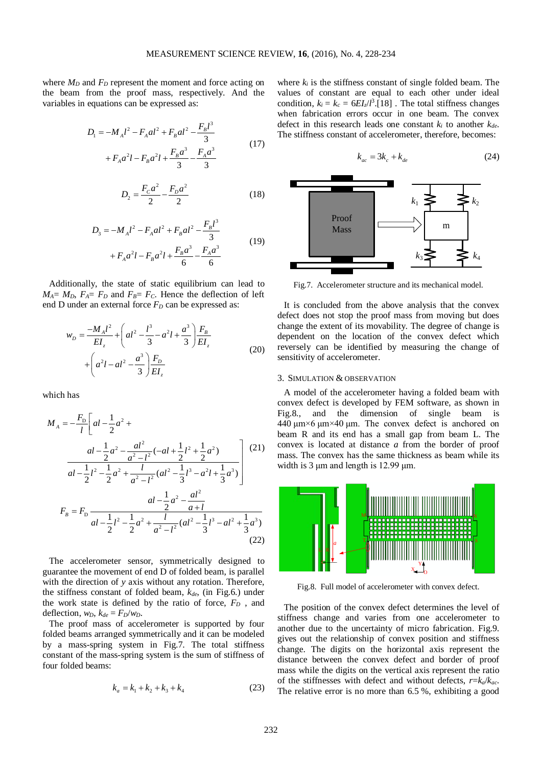where $M_D$ and $F_D$ represent the moment and force acting on the beam from the proof mass, respectively. And the variables in equations can be expressed as:

$$D_1 = -M_A l^2 - F_A a l^2 + F_B a l^2 - \frac{F_B l^3}{3} + F_A a^2 l - F_B a^2 l + \frac{F_B a^3}{3} - \frac{F_A a^3}{3} \tag{17}$$

$$D_2 = \frac{F_C a^2}{2} - \frac{F_D a^2}{2} \tag{18}$$

$$D_3 = -M_A l^2 - F_A a l^2 + F_B a l^2 - \frac{F_B l^3}{3} + F_A a^2 l - F_B a^2 l + \frac{F_B a^3}{6} - \frac{F_A a^3}{6} \tag{19}$$

Additionally, the state of static equilibrium can lead to $M_A = M_D$, $F_A = F_D$ and $F_B = F_C$. Hence the deflection of left end D under an external force $F_D$ can be expressed as:

$$w_D = \frac{-M_A l^2}{EI_z} + \left(a l^2 - \frac{l^3}{3} - a^2 l + \frac{a^3}{3}\right)\frac{F_B}{EI_z} + \left(a^2 l - a l^2 - \frac{a^3}{3}\right)\frac{F_D}{EI_z} \tag{20}$$

which has

$$M_A = -\frac{F_D}{l}\left[ a l - \frac{1}{2}a^2 + \frac{a l - \frac{1}{2}a^2 - \frac{a l^2}{a^2 - l^2}(-a l + \frac{1}{2}l^2 + \frac{1}{2}a^2)}{a l - \frac{1}{2}l^2 - \frac{1}{2}a^2 + \frac{l}{a^2 - l^2}(a l^2 - \frac{1}{3}l^3 - a^2 l + \frac{1}{3}a^3)} \right] \tag{21}$$

$$F_B = F_D \frac{a l - \frac{1}{2}a^2 - \frac{a l^2}{a + l}}{a l - \frac{1}{2}l^2 - \frac{1}{2}a^2 + \frac{l}{a^2 - l^2}(a l^2 - \frac{1}{3}l^3 - a l^2 + \frac{1}{3}a^3)} \tag{22}$$

The accelerometer sensor, symmetrically designed to guarantee the movement of end D of folded beam, is parallel with the direction of $y$ axis without any rotation. Therefore, the stiffness constant of folded beam, $k_{de}$, (in Fig.6.) under the work state is defined by the ratio of force, $F_D$, and deflection, $w_D$, $k_{de} = F_D/w_D$.

The proof mass of accelerometer is supported by four folded beams arranged symmetrically and it can be modeled by a mass-spring system in Fig.7. The total stiffness constant of the mass-spring system is the sum of stiffness of four folded beams:

$$k_a = k_1 + k_2 + k_3 + k_4 \tag{23}$$

where $k_i$ is the stiffness constant of single folded beam. The values of constant are equal to each other under ideal condition, $k_i = k_c = 6EI_z/l^3$.[18] . The total stiffness changes when fabrication errors occur in one beam. The convex defect in this research leads one constant $k_i$ to another $k_{de}$. The stiffness constant of accelerometer, therefore, becomes:

$$k_{ac} = 3k_c + k_{de} \tag{24}$$

Fig.7. Accelerometer structure and its mechanical model.

It is concluded from the above analysis that the convex defect does not stop the proof mass from moving but does change the extent of its movability. The degree of change is dependent on the location of the convex defect which reversely can be identified by measuring the change of sensitivity of accelerometer.

## 3. Simulation & Observation

A model of the accelerometer having a folded beam with convex defect is developed by FEM software, as shown in Fig.8., and the dimension of single beam is 440 µm×6 µm×40 µm. The convex defect is anchored on beam R and its end has a small gap from beam L. The convex is located at distance $a$ from the border of proof mass. The convex has the same thickness as beam while its width is 3 µm and length is 12.99 µm.

Fig.8. Full model of accelerometer with convex defect.

The position of the convex defect determines the level of stiffness change and varies from one accelerometer to another due to the uncertainty of micro fabrication. Fig.9. gives out the relationship of convex position and stiffness change. The digits on the horizontal axis represent the distance between the convex defect and border of proof mass while the digits on the vertical axis represent the ratio of the stiffnesses with defect and without defects, $r = k_a/k_{ac}$. The relative error is no more than 6.5 %, exhibiting a good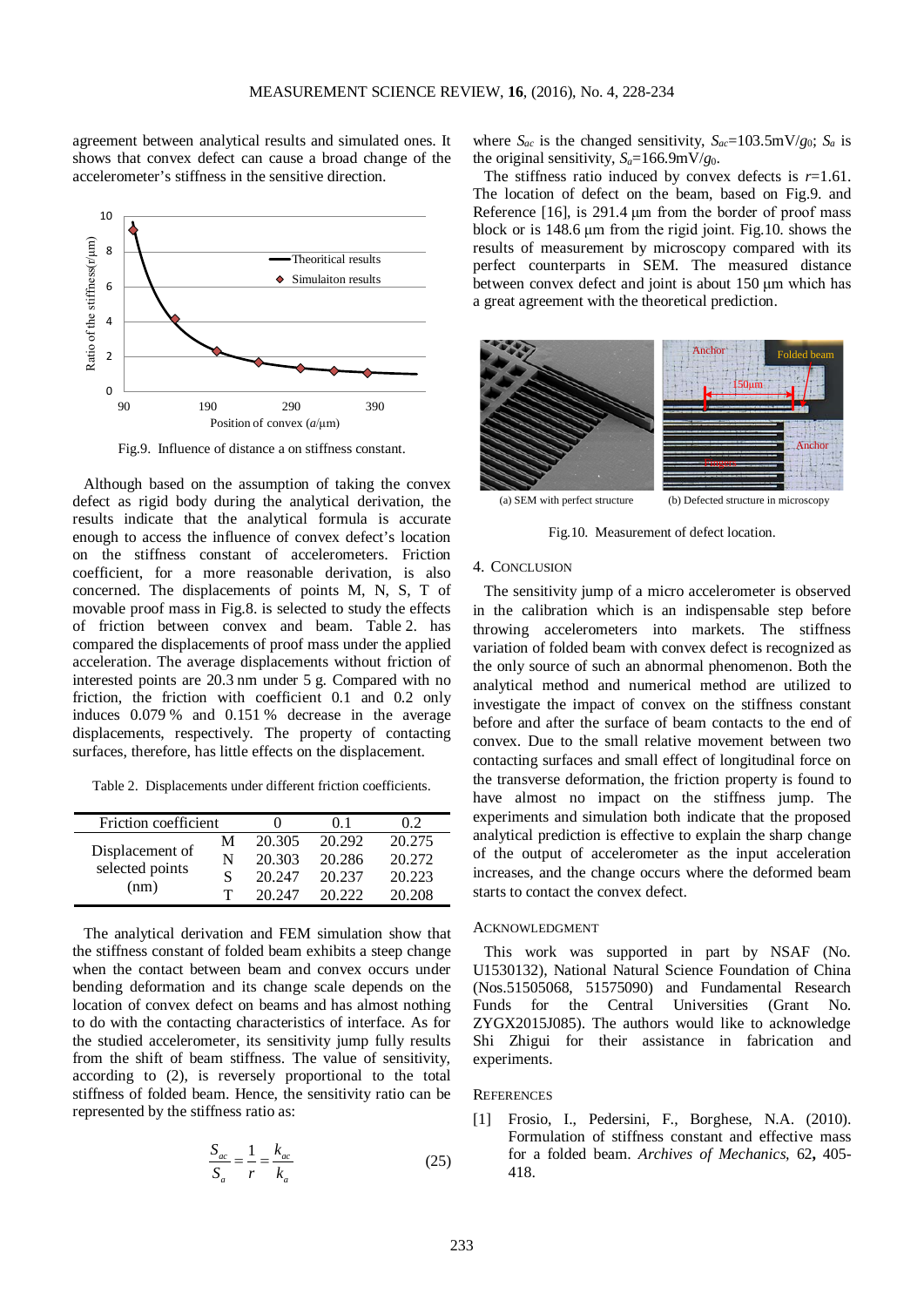agreement between analytical results and simulated ones. It shows that convex defect can cause a broad change of the accelerometer's stiffness in the sensitive direction.

Fig.9. Influence of distance a on stiffness constant.

Although based on the assumption of taking the convex defect as rigid body during the analytical derivation, the results indicate that the analytical formula is accurate enough to access the influence of convex defect's location on the stiffness constant of accelerometers. Friction coefficient, for a more reasonable derivation, is also concerned. The displacements of points M, N, S, T of movable proof mass in Fig.8. is selected to study the effects of friction between convex and beam. Table 2. has compared the displacements of proof mass under the applied acceleration. The average displacements without friction of interested points are 20.3 nm under 5 g. Compared with no friction, the friction with coefficient 0.1 and 0.2 only induces 0.079 % and 0.151 % decrease in the average displacements, respectively. The property of contacting surfaces, therefore, has little effects on the displacement.

Table 2. Displacements under different friction coefficients.

| Friction coefficient | | 0 | 0.1 | 0.2 |
|---|---|---|---|---|
| Displacement of selected points (nm) | M | 20.305 | 20.292 | 20.275 |
| | N | 20.303 | 20.286 | 20.272 |
| | S | 20.247 | 20.237 | 20.223 |
| | T | 20.247 | 20.222 | 20.208 |

The analytical derivation and FEM simulation show that the stiffness constant of folded beam exhibits a steep change when the contact between beam and convex occurs under bending deformation and its change scale depends on the location of convex defect on beams and has almost nothing to do with the contacting characteristics of interface. As for the studied accelerometer, its sensitivity jump fully results from the shift of beam stiffness. The value of sensitivity, according to (2), is reversely proportional to the total stiffness of folded beam. Hence, the sensitivity ratio can be represented by the stiffness ratio as:

$$\frac{S_{ac}}{S_a} = \frac{1}{r} = \frac{k_{ac}}{k_a} \tag{25}$$

where $S_{ac}$ is the changed sensitivity, $S_{ac}$=103.5mV/$g_0$; $S_a$ is the original sensitivity, $S_a$=166.9mV/$g_0$.

The stiffness ratio induced by convex defects is $r$=1.61. The location of defect on the beam, based on Fig.9. and Reference [16], is 291.4 μm from the border of proof mass block or is 148.6 μm from the rigid joint. Fig.10. shows the results of measurement by microscopy compared with its perfect counterparts in SEM. The measured distance between convex defect and joint is about 150 μm which has a great agreement with the theoretical prediction.

(a) SEM with perfect structure (b) Defected structure in microscopy

Fig.10. Measurement of defect location.

## 4. Conclusion

The sensitivity jump of a micro accelerometer is observed in the calibration which is an indispensable step before throwing accelerometers into markets. The stiffness variation of folded beam with convex defect is recognized as the only source of such an abnormal phenomenon. Both the analytical method and numerical method are utilized to investigate the impact of convex on the stiffness constant before and after the surface of beam contacts to the end of convex. Due to the small relative movement between two contacting surfaces and small effect of longitudinal force on the transverse deformation, the friction property is found to have almost no impact on the stiffness jump. The experiments and simulation both indicate that the proposed analytical prediction is effective to explain the sharp change of the output of accelerometer as the input acceleration increases, and the change occurs where the deformed beam starts to contact the convex defect.

## Acknowledgment

This work was supported in part by NSAF (No. U1530132), National Natural Science Foundation of China (Nos.51505068, 51575090) and Fundamental Research Funds for the Central Universities (Grant No. ZYGX2015J085). The authors would like to acknowledge Shi Zhigui for their assistance in fabrication and experiments.

## References

[1] Frosio, I., Pedersini, F., Borghese, N.A. (2010). Formulation of stiffness constant and effective mass for a folded beam. *Archives of Mechanics*, 62**,** 405-418.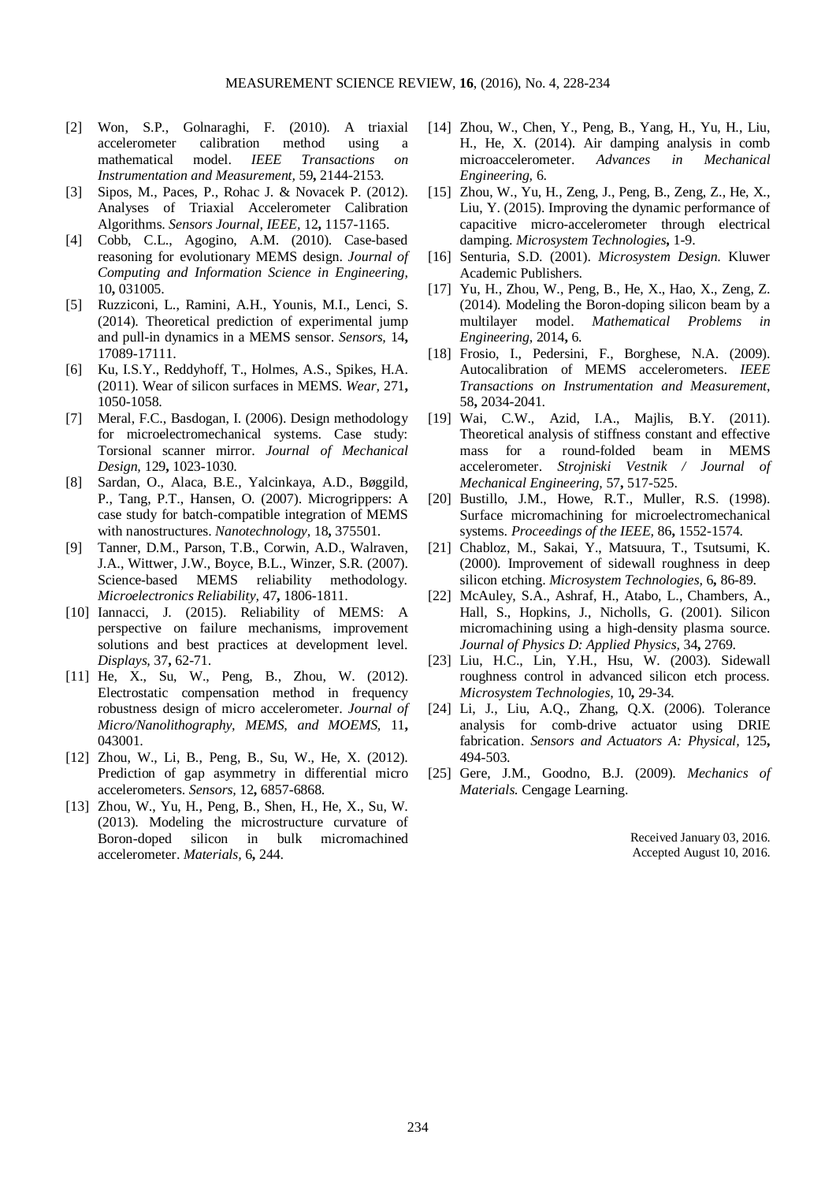[2] Won, S.P., Golnaraghi, F. (2010). A triaxial accelerometer calibration method using a mathematical model. *IEEE Transactions on Instrumentation and Measurement*, 59**,** 2144-2153.

[3] Sipos, M., Paces, P., Rohac J. & Novacek P. (2012). Analyses of Triaxial Accelerometer Calibration Algorithms. *Sensors Journal, IEEE*, 12**,** 1157-1165.

[4] Cobb, C.L., Agogino, A.M. (2010). Case-based reasoning for evolutionary MEMS design. *Journal of Computing and Information Science in Engineering*, 10**,** 031005.

[5] Ruzziconi, L., Ramini, A.H., Younis, M.I., Lenci, S. (2014). Theoretical prediction of experimental jump and pull-in dynamics in a MEMS sensor. *Sensors*, 14**,** 17089-17111.

[6] Ku, I.S.Y., Reddyhoff, T., Holmes, A.S., Spikes, H.A. (2011). Wear of silicon surfaces in MEMS. *Wear*, 271**,** 1050-1058.

[7] Meral, F.C., Basdogan, I. (2006). Design methodology for microelectromechanical systems. Case study: Torsional scanner mirror. *Journal of Mechanical Design*, 129**,** 1023-1030.

[8] Sardan, O., Alaca, B.E., Yalcinkaya, A.D., Bøggild, P., Tang, P.T., Hansen, O. (2007). Microgrippers: A case study for batch-compatible integration of MEMS with nanostructures. *Nanotechnology*, 18**,** 375501.

[9] Tanner, D.M., Parson, T.B., Corwin, A.D., Walraven, J.A., Wittwer, J.W., Boyce, B.L., Winzer, S.R. (2007). Science-based MEMS reliability methodology. *Microelectronics Reliability*, 47**,** 1806-1811.

[10] Iannacci, J. (2015). Reliability of MEMS: A perspective on failure mechanisms, improvement solutions and best practices at development level. *Displays*, 37**,** 62-71.

[11] He, X., Su, W., Peng, B., Zhou, W. (2012). Electrostatic compensation method in frequency robustness design of micro accelerometer. *Journal of Micro/Nanolithography, MEMS, and MOEMS*, 11**,** 043001.

[12] Zhou, W., Li, B., Peng, B., Su, W., He, X. (2012). Prediction of gap asymmetry in differential micro accelerometers. *Sensors*, 12**,** 6857-6868.

[13] Zhou, W., Yu, H., Peng, B., Shen, H., He, X., Su, W. (2013). Modeling the microstructure curvature of Boron-doped silicon in bulk micromachined accelerometer. *Materials*, 6**,** 244.

[14] Zhou, W., Chen, Y., Peng, B., Yang, H., Yu, H., Liu, H., He, X. (2014). Air damping analysis in comb microaccelerometer. *Advances in Mechanical Engineering*, 6.

[15] Zhou, W., Yu, H., Zeng, J., Peng, B., Zeng, Z., He, X., Liu, Y. (2015). Improving the dynamic performance of capacitive micro-accelerometer through electrical damping. *Microsystem Technologies***,** 1-9.

[16] Senturia, S.D. (2001). *Microsystem Design*. Kluwer Academic Publishers.

[17] Yu, H., Zhou, W., Peng, B., He, X., Hao, X., Zeng, Z. (2014). Modeling the Boron-doping silicon beam by a multilayer model. *Mathematical Problems in Engineering*, 2014**,** 6.

[18] Frosio, I., Pedersini, F., Borghese, N.A. (2009). Autocalibration of MEMS accelerometers. *IEEE Transactions on Instrumentation and Measurement*, 58**,** 2034-2041.

[19] Wai, C.W., Azid, I.A., Majlis, B.Y. (2011). Theoretical analysis of stiffness constant and effective mass for a round-folded beam in MEMS accelerometer. *Strojniski Vestnik / Journal of Mechanical Engineering*, 57**,** 517-525.

[20] Bustillo, J.M., Howe, R.T., Muller, R.S. (1998). Surface micromachining for microelectromechanical systems. *Proceedings of the IEEE*, 86**,** 1552-1574.

[21] Chabloz, M., Sakai, Y., Matsuura, T., Tsutsumi, K. (2000). Improvement of sidewall roughness in deep silicon etching. *Microsystem Technologies*, 6**,** 86-89.

[22] McAuley, S.A., Ashraf, H., Atabo, L., Chambers, A., Hall, S., Hopkins, J., Nicholls, G. (2001). Silicon micromachining using a high-density plasma source. *Journal of Physics D: Applied Physics*, 34**,** 2769.

[23] Liu, H.C., Lin, Y.H., Hsu, W. (2003). Sidewall roughness control in advanced silicon etch process. *Microsystem Technologies*, 10**,** 29-34.

[24] Li, J., Liu, A.Q., Zhang, Q.X. (2006). Tolerance analysis for comb-drive actuator using DRIE fabrication. *Sensors and Actuators A: Physical*, 125**,** 494-503.

[25] Gere, J.M., Goodno, B.J. (2009). *Mechanics of Materials*. Cengage Learning.

Received January 03, 2016.
Accepted August 10, 2016.